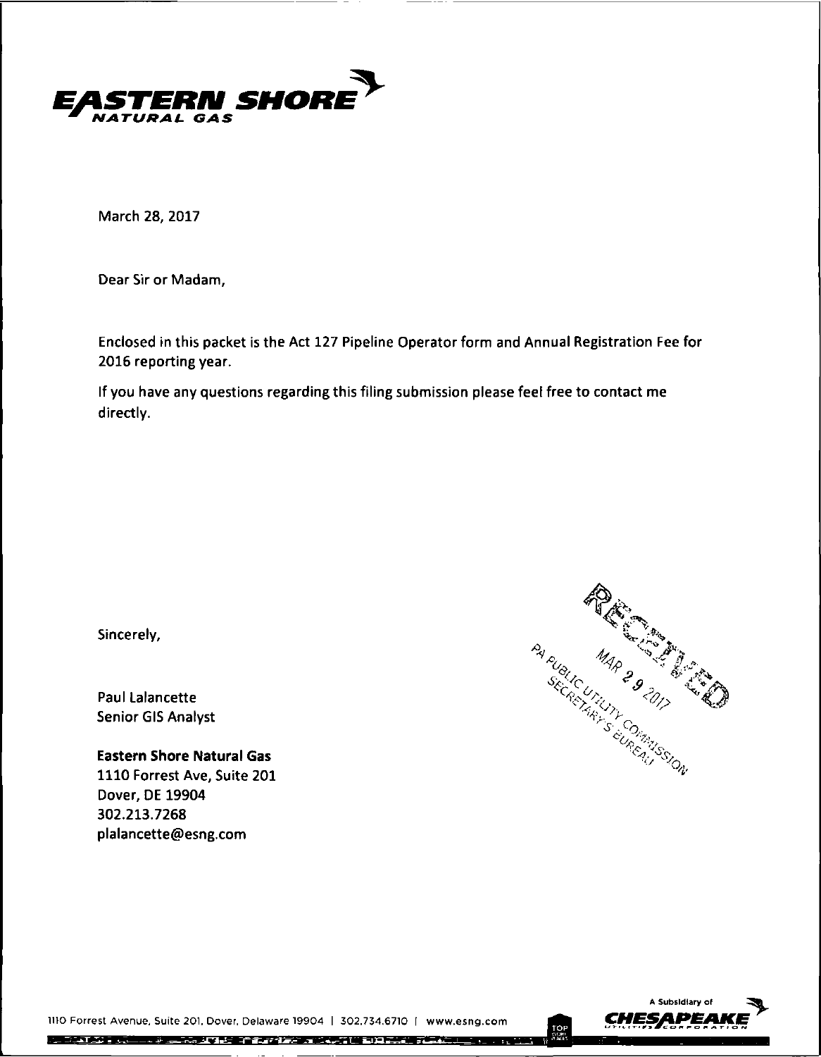**EASTERN SHORE**
NATURAL GAS

March 28, 2017

Dear Sir or Madam,

Enclosed in this packet is the Act 127 Pipeline Operator form and Annual Registration Fee for 2016 reporting year.

If you have any questions regarding this filing submission please feel free to contact me directly.

RECEIVED
MAR 29 2017
PA PUBLIC UTILITY COMMISSION
SECRETARY'S BUREAU

Sincerely,

Paul Lalancette
Senior GIS Analyst

**Eastern Shore Natural Gas**
1110 Forrest Ave, Suite 201
Dover, DE 19904
302.213.7268
plalancette@esng.com

1110 Forrest Avenue, Suite 201, Dover, Delaware 19904 | 302.734.6710 | www.esng.com

A Subsidiary of CHESAPEAKE UTILITIES CORPORATION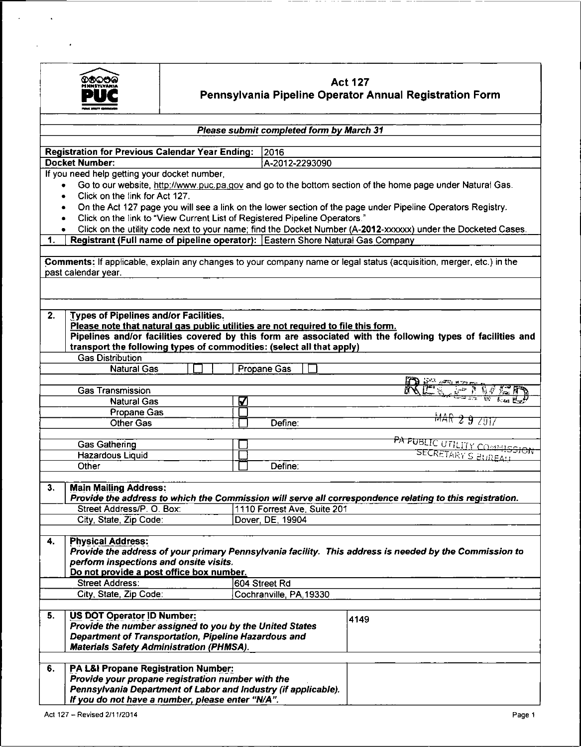# Act 127
## Pennsylvania Pipeline Operator Annual Registration Form

***Please submit completed form by March 31***

| | |
|---|---|
| **Registration for Previous Calendar Year Ending:** | 2016 |
| **Docket Number:** | A-2012-2293090 |

If you need help getting your docket number,

- Go to our website, http://www.puc.pa.gov and go to the bottom section of the home page under Natural Gas.
- Click on the link for Act 127.
- On the Act 127 page you will see a link on the lower section of the page under Pipeline Operators Registry.
- Click on the link to "View Current List of Registered Pipeline Operators."
- Click on the utility code next to your name; find the Docket Number (A-**2012**-xxxxxx) under the Docketed Cases.

**1. Registrant (Full name of pipeline operator):** Eastern Shore Natural Gas Company

**Comments:** If applicable, explain any changes to your company name or legal status (acquisition, merger, etc.) in the past calendar year.

**2. Types of Pipelines and/or Facilities.**

**Please note that natural gas public utilities are not required to file this form.**

**Pipelines and/or facilities covered by this form are associated with the following types of facilities and transport the following types of commodities: (select all that apply)**

| | | |
|---|---|---|
| **Gas Distribution** | | |
| Natural Gas ☐ | Propane Gas ☐ | |
| **Gas Transmission** | | |
| Natural Gas | ☑ | |
| Propane Gas | ☐ | |
| Other Gas | ☐ | Define: |
| Gas Gathering | ☐ | |
| Hazardous Liquid | ☐ | |
| Other | ☐ | Define: |

RECEIVED
MAR 29 2017
PA PUBLIC UTILITY COMMISSION
SECRETARY'S BUREAU

**3. Main Mailing Address:**

***Provide the address to which the Commission will serve all correspondence relating to this registration.***

| | |
|---|---|
| Street Address/P. O. Box: | 1110 Forrest Ave, Suite 201 |
| City, State, Zip Code: | Dover, DE, 19904 |

**4. Physical Address:**

***Provide the address of your primary Pennsylvania facility. This address is needed by the Commission to perform inspections and onsite visits.***

***Do not provide a post office box number.***

| | |
|---|---|
| Street Address: | 604 Street Rd |
| City, State, Zip Code: | Cochranville, PA,19330 |

| | | |
|---|---|---|
| **5.** | **US DOT Operator ID Number:** *Provide the number assigned to you by the United States Department of Transportation, Pipeline Hazardous and Materials Safety Administration (PHMSA).* | 4149 |
| **6.** | **PA L&I Propane Registration Number:** *Provide your propane registration number with the Pennsylvania Department of Labor and Industry (if applicable). If you do not have a number, please enter "N/A".* | |

Act 127 – Revised 2/11/2014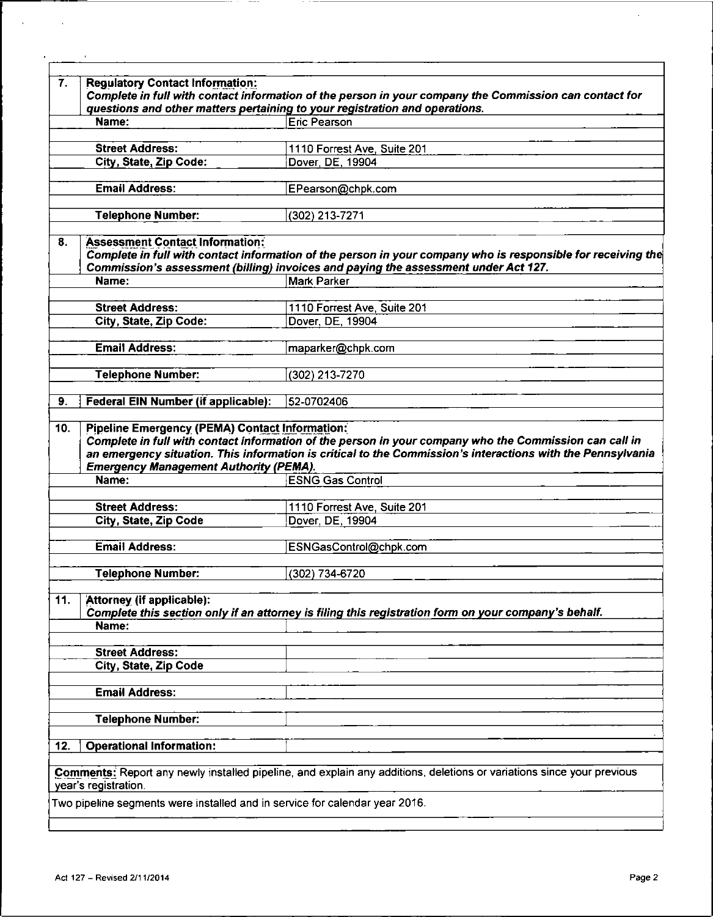| | | |
|---|---|---|
| 7. | **Regulatory Contact Information:** *Complete in full with contact information of the person in your company the Commission can contact for questions and other matters pertaining to your registration and operations.* | |
| | **Name:** | Eric Pearson |
| | **Street Address:** | 1110 Forrest Ave, Suite 201 |
| | **City, State, Zip Code:** | Dover, DE, 19904 |
| | **Email Address:** | EPearson@chpk.com |
| | **Telephone Number:** | (302) 213-7271 |
| 8. | **Assessment Contact Information:** *Complete in full with contact information of the person in your company who is responsible for receiving the Commission's assessment (billing) invoices and paying the assessment under Act 127.* | |
| | **Name:** | Mark Parker |
| | **Street Address:** | 1110 Forrest Ave, Suite 201 |
| | **City, State, Zip Code:** | Dover, DE, 19904 |
| | **Email Address:** | maparker@chpk.com |
| | **Telephone Number:** | (302) 213-7270 |
| 9. | **Federal EIN Number (if applicable):** | 52-0702406 |
| 10. | **Pipeline Emergency (PEMA) Contact Information:** *Complete in full with contact information of the person in your company who the Commission can call in an emergency situation. This information is critical to the Commission's interactions with the Pennsylvania Emergency Management Authority (PEMA).* | |
| | **Name:** | ESNG Gas Control |
| | **Street Address:** | 1110 Forrest Ave, Suite 201 |
| | **City, State, Zip Code** | Dover, DE, 19904 |
| | **Email Address:** | ESNGasControl@chpk.com |
| | **Telephone Number:** | (302) 734-6720 |
| 11. | **Attorney (if applicable):** *Complete this section only if an attorney is filing this registration form on your company's behalf.* | |
| | **Name:** | |
| | **Street Address:** | |
| | **City, State, Zip Code** | |
| | **Email Address:** | |
| | **Telephone Number:** | |
| 12. | **Operational Information:** | |

**Comments:** Report any newly installed pipeline, and explain any additions, deletions or variations since your previous year's registration.

Two pipeline segments were installed and in service for calendar year 2016.

Act 127 – Revised 2/11/2014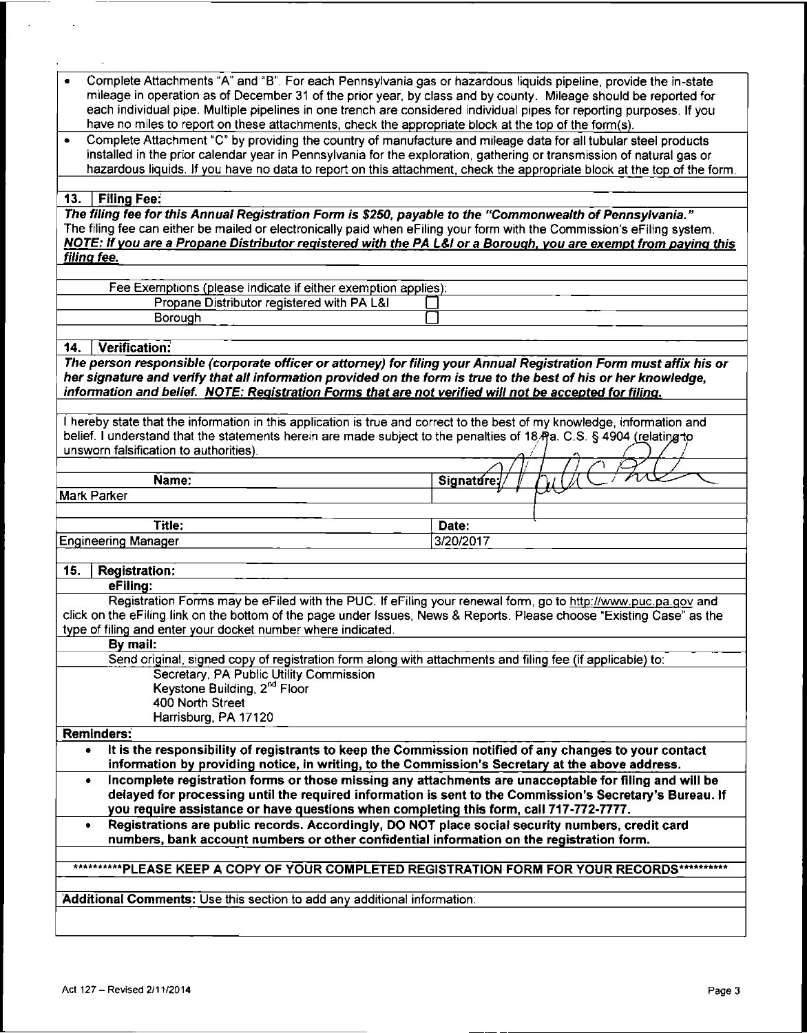- Complete Attachments "A" and "B". For each Pennsylvania gas or hazardous liquids pipeline, provide the in-state mileage in operation as of December 31 of the prior year, by class and by county. Mileage should be reported for each individual pipe. Multiple pipelines in one trench are considered individual pipes for reporting purposes. If you have no miles to report on these attachments, check the appropriate block at the top of the form(s).
- Complete Attachment "C" by providing the country of manufacture and mileage data for all tubular steel products installed in the prior calendar year in Pennsylvania for the exploration, gathering or transmission of natural gas or hazardous liquids. If you have no data to report on this attachment, check the appropriate block at the top of the form.

## 13. Filing Fee:

***The filing fee for this Annual Registration Form is $250, payable to the "Commonwealth of Pennsylvania."***

The filing fee can either be mailed or electronically paid when eFiling your form with the Commission's eFiling system.

***NOTE: If you are a Propane Distributor registered with the PA L&I or a Borough, you are exempt from paying this filing fee.***

| Fee Exemptions (please indicate if either exemption applies): | |
|---|---|
| Propane Distributor registered with PA L&I | ☐ |
| Borough | ☐ |

## 14. Verification:

***The person responsible (corporate officer or attorney) for filing your Annual Registration Form must affix his or her signature and verify that all information provided on the form is true to the best of his or her knowledge, information and belief. NOTE: Registration Forms that are not verified will not be accepted for filing.***

I hereby state that the information in this application is true and correct to the best of my knowledge, information and belief. I understand that the statements herein are made subject to the penalties of 18 Pa. C.S. § 4904 (relating to unsworn falsification to authorities).

| Name: | Signature: |
|---|---|
| Mark Parker | [signature] |

| Title: | Date: |
|---|---|
| Engineering Manager | 3/20/2017 |

## 15. Registration:

**eFiling:**

Registration Forms may be eFiled with the PUC. If eFiling your renewal form, go to http://www.puc.pa.gov and click on the eFiling link on the bottom of the page under Issues, News & Reports. Please choose "Existing Case" as the type of filing and enter your docket number where indicated.

**By mail:**

Send original, signed copy of registration form along with attachments and filing fee (if applicable) to:

Secretary, PA Public Utility Commission
Keystone Building, 2nd Floor
400 North Street
Harrisburg, PA 17120

**Reminders:**

- **It is the responsibility of registrants to keep the Commission notified of any changes to your contact information by providing notice, in writing, to the Commission's Secretary at the above address.**
- **Incomplete registration forms or those missing any attachments are unacceptable for filing and will be delayed for processing until the required information is sent to the Commission's Secretary's Bureau. If you require assistance or have questions when completing this form, call 717-772-7777.**
- **Registrations are public records. Accordingly, DO NOT place social security numbers, credit card numbers, bank account numbers or other confidential information on the registration form.**

**\*\*\*\*\*\*\*\*\*\*PLEASE KEEP A COPY OF YOUR COMPLETED REGISTRATION FORM FOR YOUR RECORDS\*\*\*\*\*\*\*\*\*\***

**Additional Comments:** Use this section to add any additional information: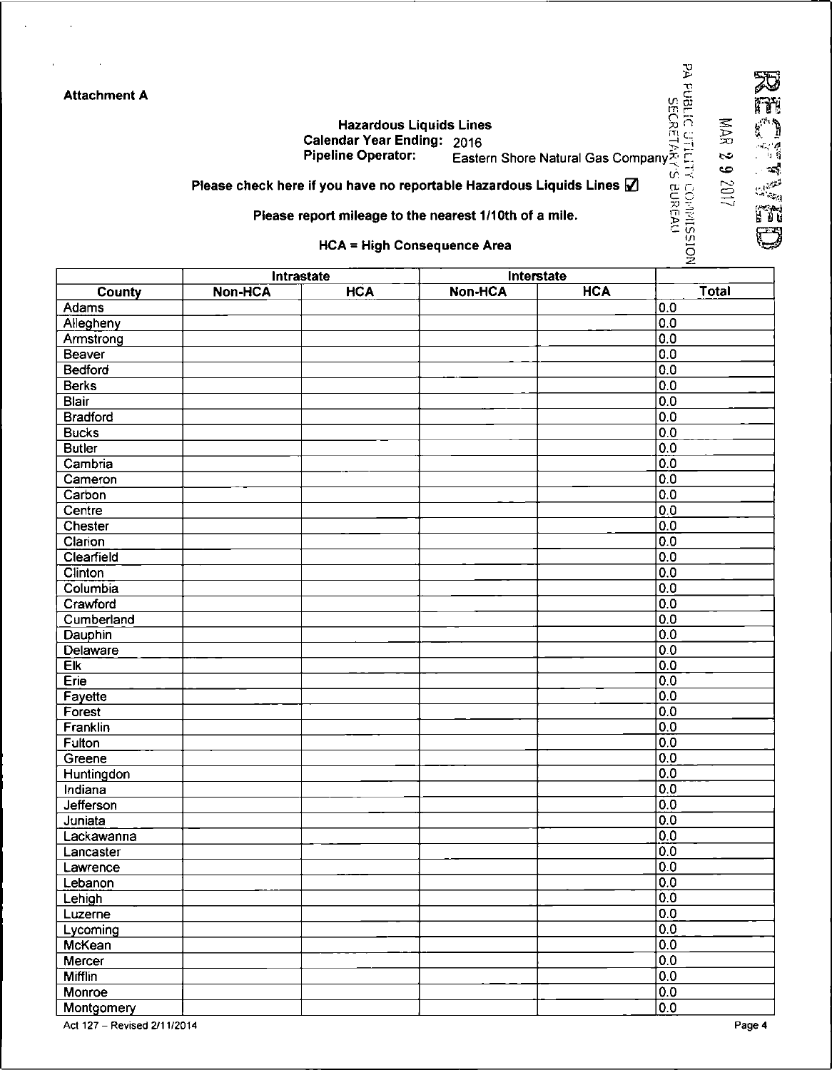Attachment A

**Hazardous Liquids Lines**
**Calendar Year Ending:** 2016
**Pipeline Operator:** Eastern Shore Natural Gas Company

RECEIVED
MAR 29 2017
PA PUBLIC UTILITY COMMISSION
SECRETARY'S BUREAU

**Please check here if you have no reportable Hazardous Liquids Lines** ☑

**Please report mileage to the nearest 1/10th of a mile.**

**HCA = High Consequence Area**

| | Intrastate | | Interstate | | |
|---|---|---|---|---|---|
| **County** | **Non-HCA** | **HCA** | **Non-HCA** | **HCA** | **Total** |
| Adams | | | | | 0.0 |
| Allegheny | | | | | 0.0 |
| Armstrong | | | | | 0.0 |
| Beaver | | | | | 0.0 |
| Bedford | | | | | 0.0 |
| Berks | | | | | 0.0 |
| Blair | | | | | 0.0 |
| Bradford | | | | | 0.0 |
| Bucks | | | | | 0.0 |
| Butler | | | | | 0.0 |
| Cambria | | | | | 0.0 |
| Cameron | | | | | 0.0 |
| Carbon | | | | | 0.0 |
| Centre | | | | | 0.0 |
| Chester | | | | | 0.0 |
| Clarion | | | | | 0.0 |
| Clearfield | | | | | 0.0 |
| Clinton | | | | | 0.0 |
| Columbia | | | | | 0.0 |
| Crawford | | | | | 0.0 |
| Cumberland | | | | | 0.0 |
| Dauphin | | | | | 0.0 |
| Delaware | | | | | 0.0 |
| Elk | | | | | 0.0 |
| Erie | | | | | 0.0 |
| Fayette | | | | | 0.0 |
| Forest | | | | | 0.0 |
| Franklin | | | | | 0.0 |
| Fulton | | | | | 0.0 |
| Greene | | | | | 0.0 |
| Huntingdon | | | | | 0.0 |
| Indiana | | | | | 0.0 |
| Jefferson | | | | | 0.0 |
| Juniata | | | | | 0.0 |
| Lackawanna | | | | | 0.0 |
| Lancaster | | | | | 0.0 |
| Lawrence | | | | | 0.0 |
| Lebanon | | | | | 0.0 |
| Lehigh | | | | | 0.0 |
| Luzerne | | | | | 0.0 |
| Lycoming | | | | | 0.0 |
| McKean | | | | | 0.0 |
| Mercer | | | | | 0.0 |
| Mifflin | | | | | 0.0 |
| Monroe | | | | | 0.0 |
| Montgomery | | | | | 0.0 |

Act 127 – Revised 2/11/2014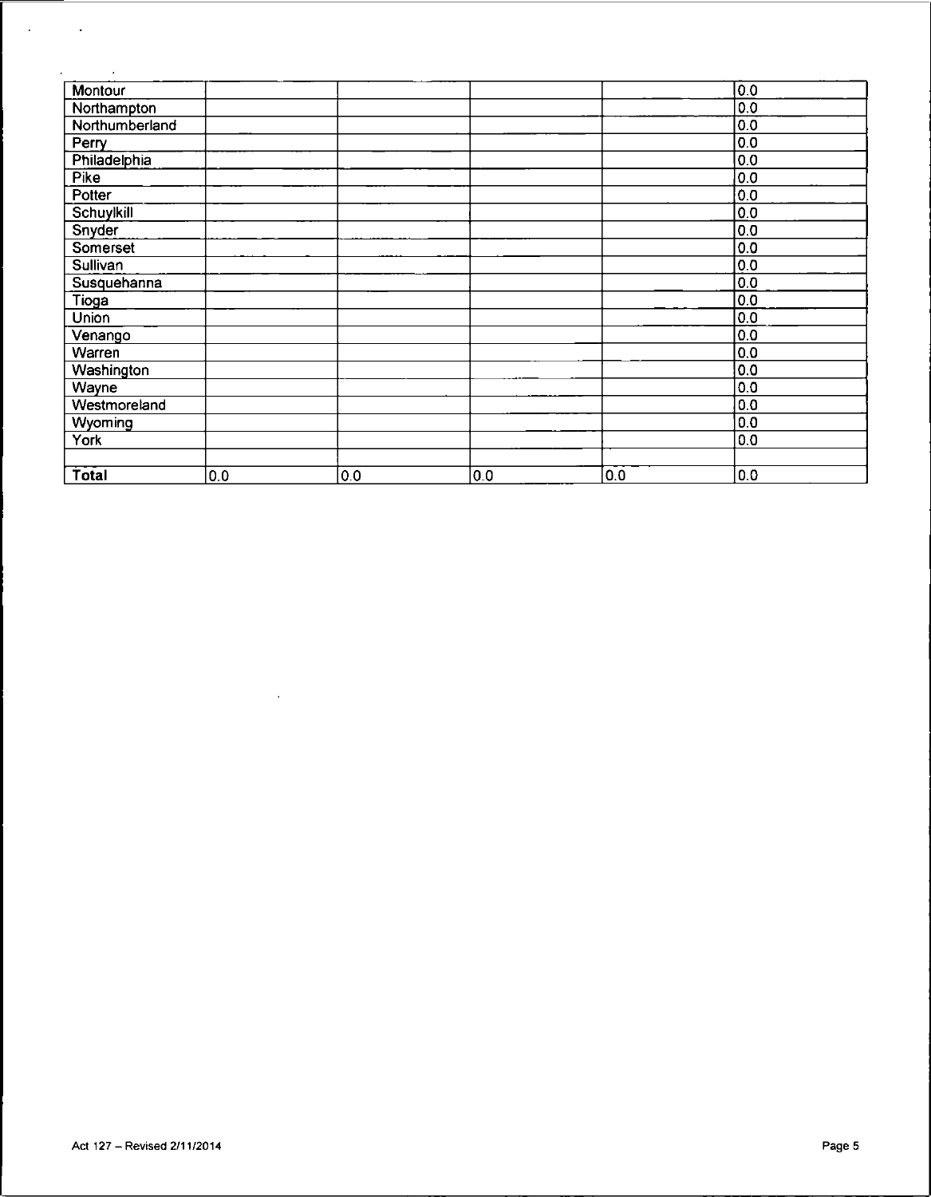| | | | | | |
|---|---|---|---|---|---|
| Montour | | | | | 0.0 |
| Northampton | | | | | 0.0 |
| Northumberland | | | | | 0.0 |
| Perry | | | | | 0.0 |
| Philadelphia | | | | | 0.0 |
| Pike | | | | | 0.0 |
| Potter | | | | | 0.0 |
| Schuylkill | | | | | 0.0 |
| Snyder | | | | | 0.0 |
| Somerset | | | | | 0.0 |
| Sullivan | | | | | 0.0 |
| Susquehanna | | | | | 0.0 |
| Tioga | | | | | 0.0 |
| Union | | | | | 0.0 |
| Venango | | | | | 0.0 |
| Warren | | | | | 0.0 |
| Washington | | | | | 0.0 |
| Wayne | | | | | 0.0 |
| Westmoreland | | | | | 0.0 |
| Wyoming | | | | | 0.0 |
| York | | | | | 0.0 |
| | | | | | |
| **Total** | 0.0 | 0.0 | 0.0 | 0.0 | 0.0 |

Act 127 – Revised 2/11/2014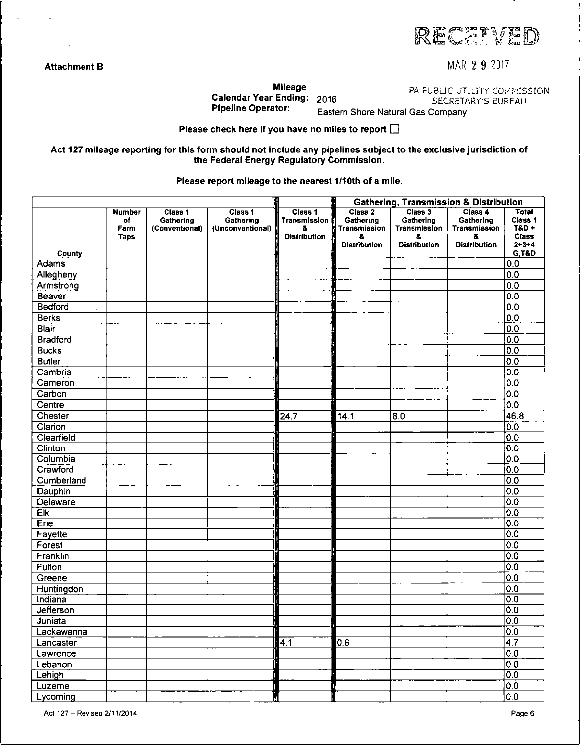**Attachment B**

RECEIVED

MAR 2 9 2017

PA PUBLIC UTILITY COMMISSION
SECRETARY'S BUREAU

**Mileage**
**Calendar Year Ending:** 2016
**Pipeline Operator:** Eastern Shore Natural Gas Company

**Please check here if you have no miles to report** ☐

**Act 127 mileage reporting for this form should not include any pipelines subject to the exclusive jurisdiction of the Federal Energy Regulatory Commission.**

**Please report mileage to the nearest 1/10th of a mile.**

| | | | | | Gathering, Transmission & Distribution | | | |
|---|---|---|---|---|---|---|---|---|
| County | Number of Farm Taps | Class 1 Gathering (Conventional) | Class 1 Gathering (Unconventional) | Class 1 Transmission & Distribution | Class 2 Gathering Transmission & Distribution | Class 3 Gathering Transmission & Distribution | Class 4 Gathering Transmission & Distribution | Total Class 1 T&D + Class 2+3+4 G,T&D |
| Adams | | | | | | | | 0.0 |
| Allegheny | | | | | | | | 0.0 |
| Armstrong | | | | | | | | 0.0 |
| Beaver | | | | | | | | 0.0 |
| Bedford | | | | | | | | 0.0 |
| Berks | | | | | | | | 0.0 |
| Blair | | | | | | | | 0.0 |
| Bradford | | | | | | | | 0.0 |
| Bucks | | | | | | | | 0.0 |
| Butler | | | | | | | | 0.0 |
| Cambria | | | | | | | | 0.0 |
| Cameron | | | | | | | | 0.0 |
| Carbon | | | | | | | | 0.0 |
| Centre | | | | | | | | 0.0 |
| Chester | | | | 24.7 | 14.1 | 8.0 | | 46.8 |
| Clarion | | | | | | | | 0.0 |
| Clearfield | | | | | | | | 0.0 |
| Clinton | | | | | | | | 0.0 |
| Columbia | | | | | | | | 0.0 |
| Crawford | | | | | | | | 0.0 |
| Cumberland | | | | | | | | 0.0 |
| Dauphin | | | | | | | | 0.0 |
| Delaware | | | | | | | | 0.0 |
| Elk | | | | | | | | 0.0 |
| Erie | | | | | | | | 0.0 |
| Fayette | | | | | | | | 0.0 |
| Forest | | | | | | | | 0.0 |
| Franklin | | | | | | | | 0.0 |
| Fulton | | | | | | | | 0.0 |
| Greene | | | | | | | | 0.0 |
| Huntingdon | | | | | | | | 0.0 |
| Indiana | | | | | | | | 0.0 |
| Jefferson | | | | | | | | 0.0 |
| Juniata | | | | | | | | 0.0 |
| Lackawanna | | | | | | | | 0.0 |
| Lancaster | | | | 4.1 | 0.6 | | | 4.7 |
| Lawrence | | | | | | | | 0.0 |
| Lebanon | | | | | | | | 0.0 |
| Lehigh | | | | | | | | 0.0 |
| Luzerne | | | | | | | | 0.0 |
| Lycoming | | | | | | | | 0.0 |

Act 127 – Revised 2/11/2014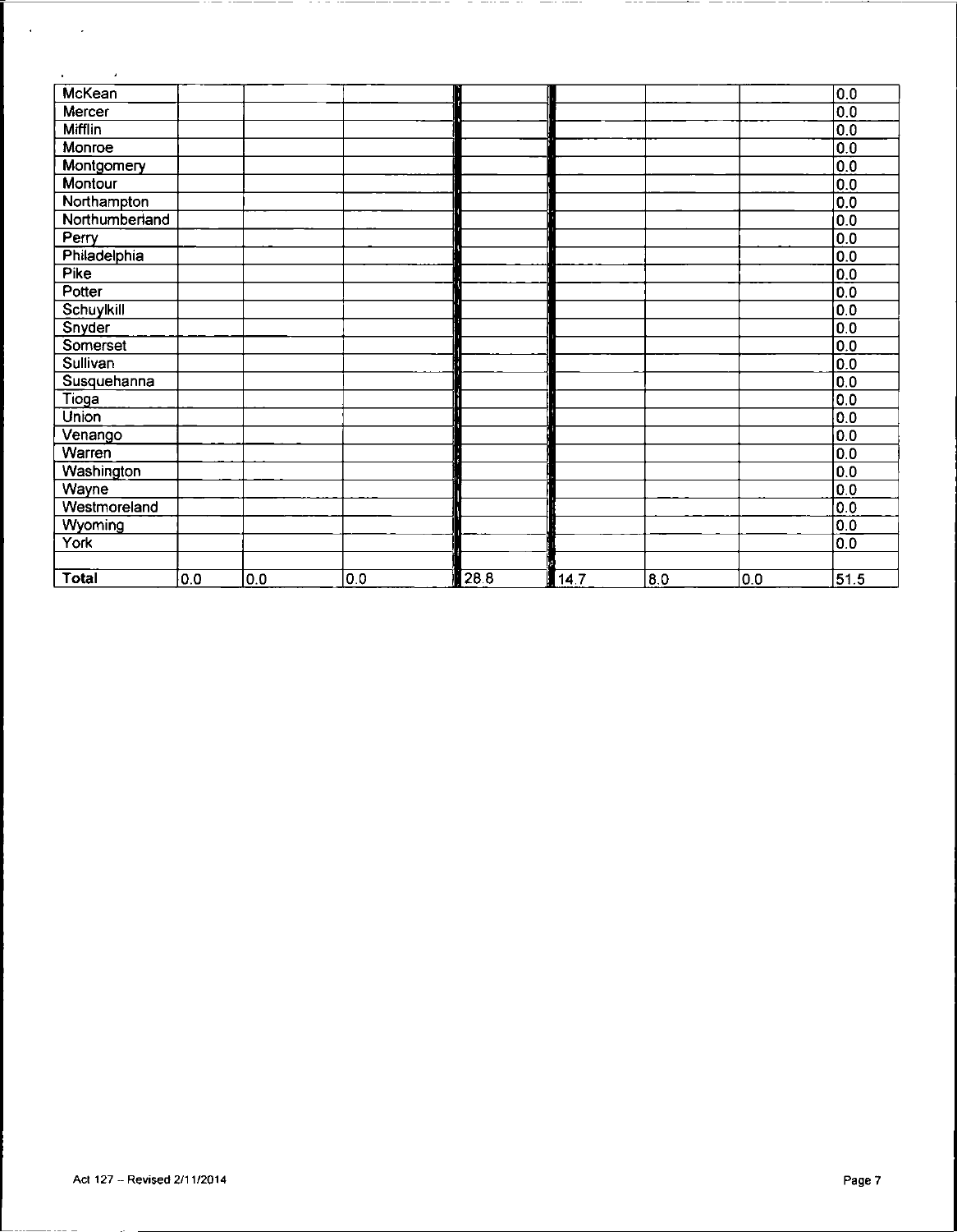| | | | | | | | | |
|---|---|---|---|---|---|---|---|---|
| McKean | | | | | | | | 0.0 |
| Mercer | | | | | | | | 0.0 |
| Mifflin | | | | | | | | 0.0 |
| Monroe | | | | | | | | 0.0 |
| Montgomery | | | | | | | | 0.0 |
| Montour | | | | | | | | 0.0 |
| Northampton | | | | | | | | 0.0 |
| Northumberland | | | | | | | | 0.0 |
| Perry | | | | | | | | 0.0 |
| Philadelphia | | | | | | | | 0.0 |
| Pike | | | | | | | | 0.0 |
| Potter | | | | | | | | 0.0 |
| Schuylkill | | | | | | | | 0.0 |
| Snyder | | | | | | | | 0.0 |
| Somerset | | | | | | | | 0.0 |
| Sullivan | | | | | | | | 0.0 |
| Susquehanna | | | | | | | | 0.0 |
| Tioga | | | | | | | | 0.0 |
| Union | | | | | | | | 0.0 |
| Venango | | | | | | | | 0.0 |
| Warren | | | | | | | | 0.0 |
| Washington | | | | | | | | 0.0 |
| Wayne | | | | | | | | 0.0 |
| Westmoreland | | | | | | | | 0.0 |
| Wyoming | | | | | | | | 0.0 |
| York | | | | | | | | 0.0 |
| | | | | | | | | |
| **Total** | 0.0 | 0.0 | 0.0 | 28.8 | 14.7 | 8.0 | 0.0 | 51.5 |

Act 127 – Revised 2/11/2014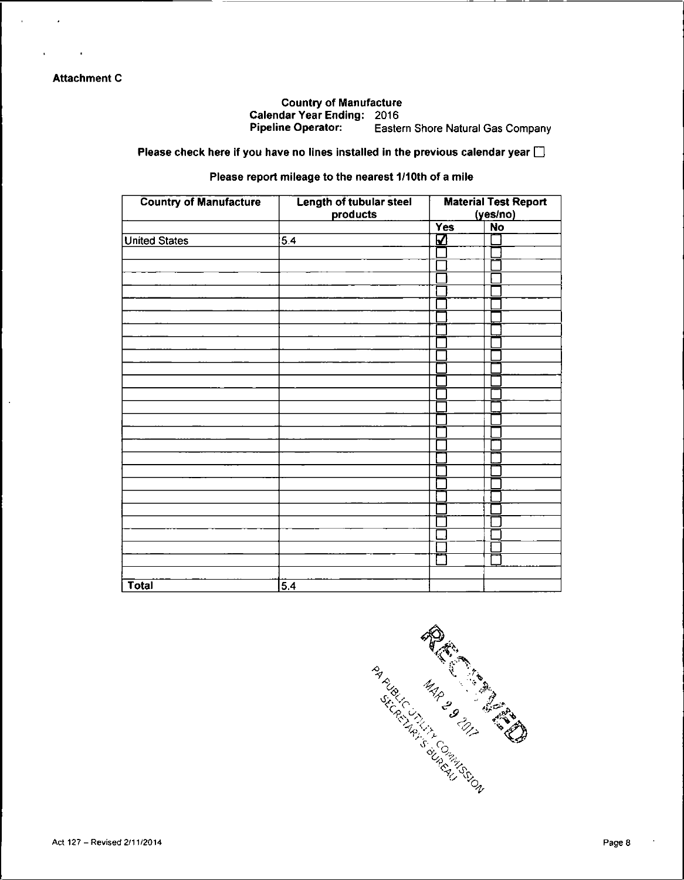**Attachment C**

**Country of Manufacture**
**Calendar Year Ending:** 2016
**Pipeline Operator:** Eastern Shore Natural Gas Company

**Please check here if you have no lines installed in the previous calendar year** ☐

**Please report mileage to the nearest 1/10th of a mile**

| Country of Manufacture | Length of tubular steel products | Material Test Report (yes/no) | |
|---|---|---|---|
| | | Yes | No |
| United States | 5.4 | ☑ | ☐ |
| | | ☐ | ☐ |
| | | ☐ | ☐ |
| | | ☐ | ☐ |
| | | ☐ | ☐ |
| | | ☐ | ☐ |
| | | ☐ | ☐ |
| | | ☐ | ☐ |
| | | ☐ | ☐ |
| | | ☐ | ☐ |
| | | ☐ | ☐ |
| | | ☐ | ☐ |
| | | ☐ | ☐ |
| | | ☐ | ☐ |
| | | ☐ | ☐ |
| | | ☐ | ☐ |
| | | ☐ | ☐ |
| | | ☐ | ☐ |
| | | ☐ | ☐ |
| | | ☐ | ☐ |
| | | ☐ | ☐ |
| | | ☐ | ☐ |
| | | ☐ | ☐ |
| | | ☐ | ☐ |
| | | ☐ | ☐ |
| | | ☐ | ☐ |
| | | | |
| **Total** | 5.4 | | |

RECEIVED
MAR 29 2017
PA PUBLIC UTILITY COMMISSION
SECRETARY'S BUREAU

Act 127 – Revised 2/11/2014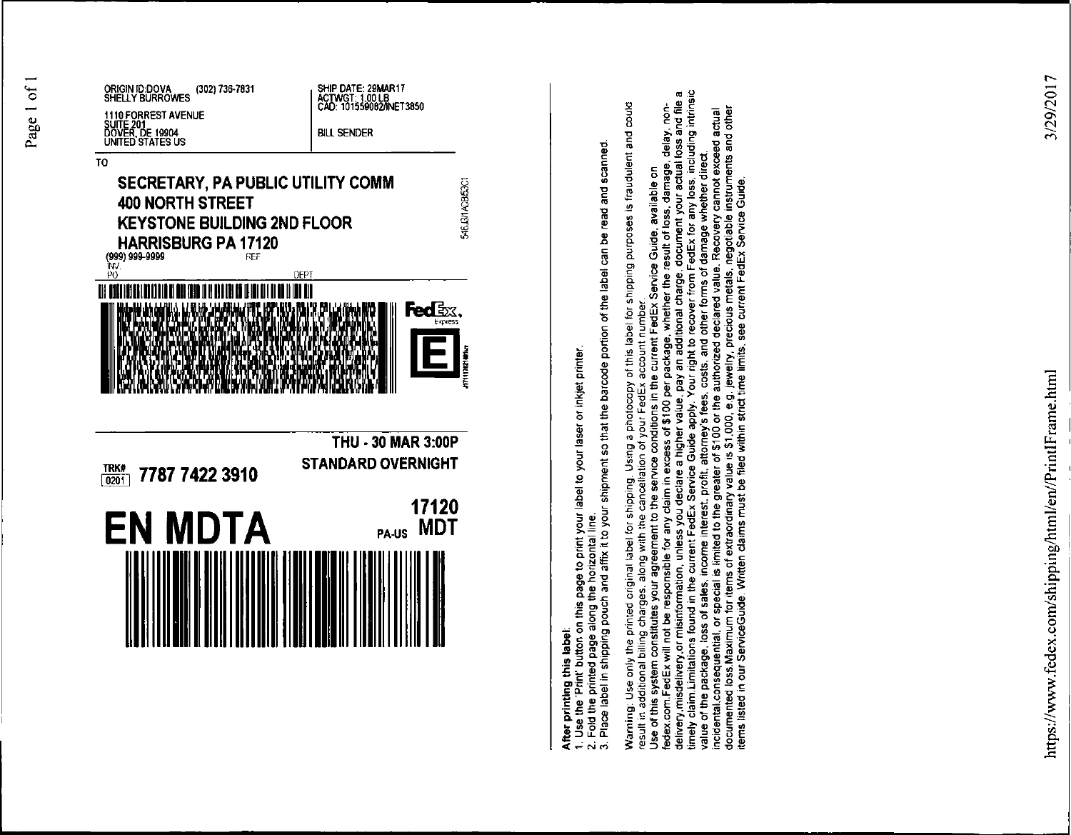ORIGIN ID:DOVA (302) 736-7831
SHELLY BURROWES

1110 FORREST AVENUE
SUITE 201
DOVER, DE 19904
UNITED STATES US

SHIP DATE: 29MAR17
ACTWGT: 1.00 LB
CAD: 101559082/INET3850

BILL SENDER

TO

**SECRETARY, PA PUBLIC UTILITY COMM**
**400 NORTH STREET**
**KEYSTONE BUILDING 2ND FLOOR**
**HARRISBURG PA 17120**

(999) 999-9999 REF
INV
PO DEPT

546J3/1ACB63C1

FedEx Express

E

**THU - 30 MAR 3:00P**
**STANDARD OVERNIGHT**

TRK# 0201 **7787 7422 3910**

**EN MDTA**

**17120**
PA-US **MDT**

**After printing this label:**

1. Use the 'Print' button on this page to print your label to your laser or inkjet printer.
2. Fold the printed page along the horizontal line.
3. Place label in shipping pouch and affix it to your shipment so that the barcode portion of the label can be read and scanned.

Warning: Use only the printed original label for shipping. Using a photocopy of this label for shipping purposes is fraudulent and could result in additional billing charges, along with the cancellation of your FedEx account number.
Use of this system constitutes your agreement to the service conditions in the current FedEx Service Guide, available on fedex.com.FedEx will not be responsible for any claim in excess of $100 per package, whether the result of loss, damage, delay, non-delivery,misdelivery,or misinformation, unless you declare a higher value, pay an additional charge, document your actual loss and file a timely claim.Limitations found in the current FedEx Service Guide apply. Your right to recover from FedEx for any loss, including intrinsic value of the package, loss of sales, income interest, profit, attorney's fees, costs, and other forms of damage whether direct, incidental,consequential, or special is limited to the greater of $100 or the authorized declared value. Recovery cannot exceed actual documented loss.Maximum for items of extraordinary value is $1,000, e.g. jewelry, precious metals, negotiable instruments and other items listed in our ServiceGuide. Written claims must be filed within strict time limits, see current FedEx Service Guide.

https://www.fedex.com/shipping/html/en//PrintIFrame.html

3/29/2017